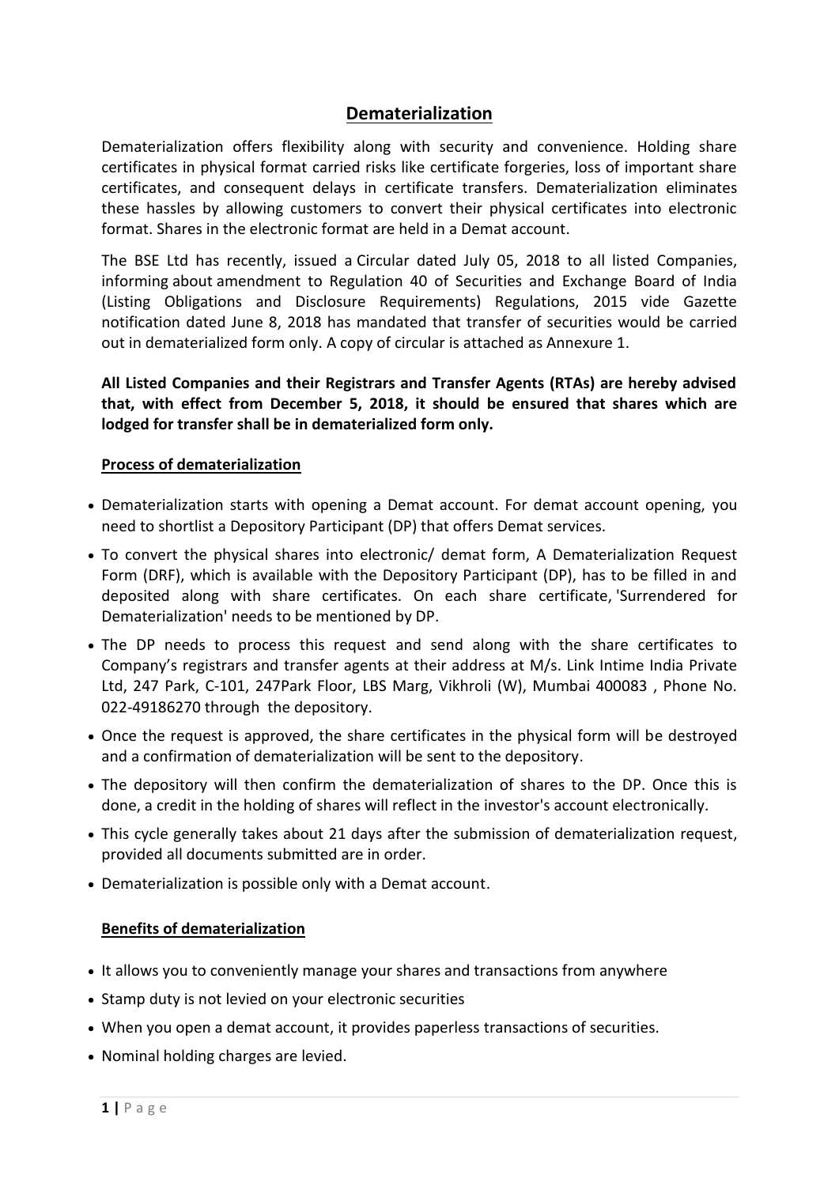# Dematerialization

Dematerialization offers flexibility along with security and convenience. Holding share certificates in physical format carried risks like certificate forgeries, loss of important share certificates, and consequent delays in certificate transfers. Dematerialization eliminates these hassles by allowing customers to convert their physical certificates into electronic format. Shares in the electronic format are held in a Demat account.

The BSE Ltd has recently, issued a Circular dated July 05, 2018 to all listed Companies, informing about amendment to Regulation 40 of Securities and Exchange Board of India (Listing Obligations and Disclosure Requirements) Regulations, 2015 vide Gazette notification dated June 8, 2018 has mandated that transfer of securities would be carried out in dematerialized form only. A copy of circular is attached as Annexure 1.

**All Listed Companies and their Registrars and Transfer Agents (RTAs) are hereby advised that, with effect from December 5, 2018, it should be ensured that shares which are lodged for transfer shall be in dematerialized form only.**

## Process of dematerialization

- Dematerialization starts with opening a Demat account. For demat account opening, you need to shortlist a Depository Participant (DP) that offers Demat services.
- To convert the physical shares into electronic/ demat form, A Dematerialization Request Form (DRF), which is available with the Depository Participant (DP), has to be filled in and deposited along with share certificates. On each share certificate, 'Surrendered for Dematerialization' needs to be mentioned by DP.
- The DP needs to process this request and send along with the share certificates to Company's registrars and transfer agents at their address at M/s. Link Intime India Private Ltd, 247 Park, C-101, 247Park Floor, LBS Marg, Vikhroli (W), Mumbai 400083 , Phone No. 022-49186270 through the depository.
- Once the request is approved, the share certificates in the physical form will be destroyed and a confirmation of dematerialization will be sent to the depository.
- The depository will then confirm the dematerialization of shares to the DP. Once this is done, a credit in the holding of shares will reflect in the investor's account electronically.
- This cycle generally takes about 21 days after the submission of dematerialization request, provided all documents submitted are in order.
- Dematerialization is possible only with a Demat account.

## Benefits of dematerialization

- It allows you to conveniently manage your shares and transactions from anywhere
- Stamp duty is not levied on your electronic securities
- When you open a demat account, it provides paperless transactions of securities.
- Nominal holding charges are levied.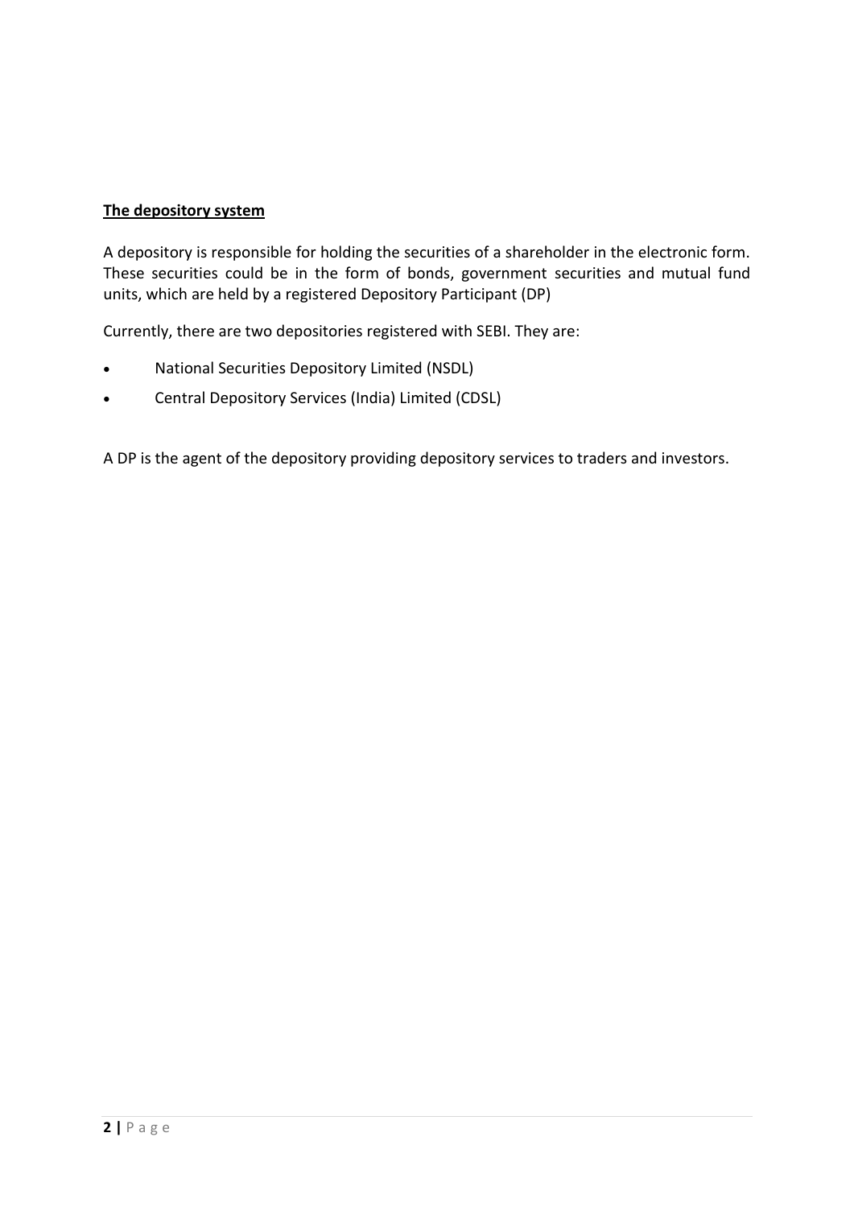**The depository system**

A depository is responsible for holding the securities of a shareholder in the electronic form. These securities could be in the form of bonds, government securities and mutual fund units, which are held by a registered Depository Participant (DP)

Currently, there are two depositories registered with SEBI. They are:

- National Securities Depository Limited (NSDL)
- Central Depository Services (India) Limited (CDSL)

A DP is the agent of the depository providing depository services to traders and investors.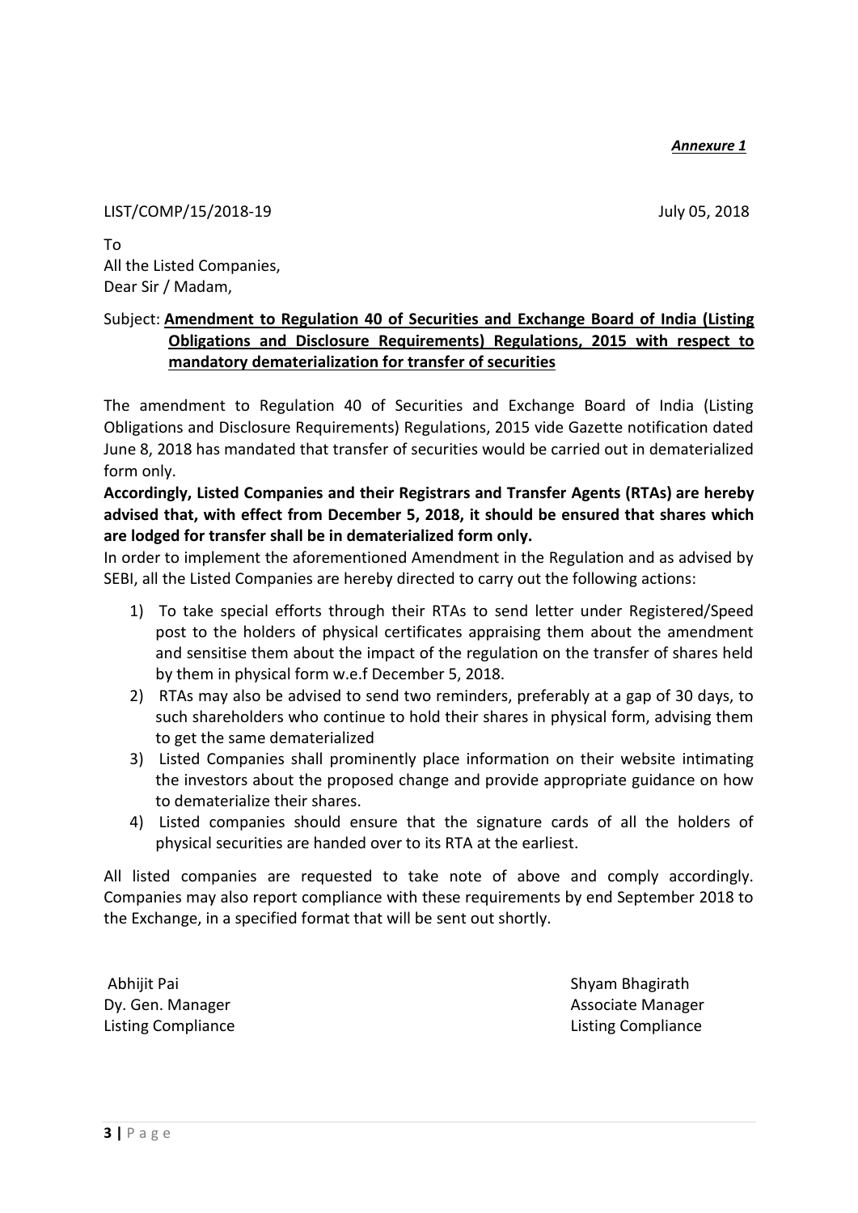***Annexure 1***

LIST/COMP/15/2018-19 July 05, 2018

To
All the Listed Companies,
Dear Sir / Madam,

Subject: **Amendment to Regulation 40 of Securities and Exchange Board of India (Listing Obligations and Disclosure Requirements) Regulations, 2015 with respect to mandatory dematerialization for transfer of securities**

The amendment to Regulation 40 of Securities and Exchange Board of India (Listing Obligations and Disclosure Requirements) Regulations, 2015 vide Gazette notification dated June 8, 2018 has mandated that transfer of securities would be carried out in dematerialized form only.

**Accordingly, Listed Companies and their Registrars and Transfer Agents (RTAs) are hereby advised that, with effect from December 5, 2018, it should be ensured that shares which are lodged for transfer shall be in dematerialized form only.**

In order to implement the aforementioned Amendment in the Regulation and as advised by SEBI, all the Listed Companies are hereby directed to carry out the following actions:

1) To take special efforts through their RTAs to send letter under Registered/Speed post to the holders of physical certificates appraising them about the amendment and sensitise them about the impact of the regulation on the transfer of shares held by them in physical form w.e.f December 5, 2018.
2) RTAs may also be advised to send two reminders, preferably at a gap of 30 days, to such shareholders who continue to hold their shares in physical form, advising them to get the same dematerialized
3) Listed Companies shall prominently place information on their website intimating the investors about the proposed change and provide appropriate guidance on how to dematerialize their shares.
4) Listed companies should ensure that the signature cards of all the holders of physical securities are handed over to its RTA at the earliest.

All listed companies are requested to take note of above and comply accordingly. Companies may also report compliance with these requirements by end September 2018 to the Exchange, in a specified format that will be sent out shortly.

Abhijit Pai
Dy. Gen. Manager
Listing Compliance

Shyam Bhagirath
Associate Manager
Listing Compliance